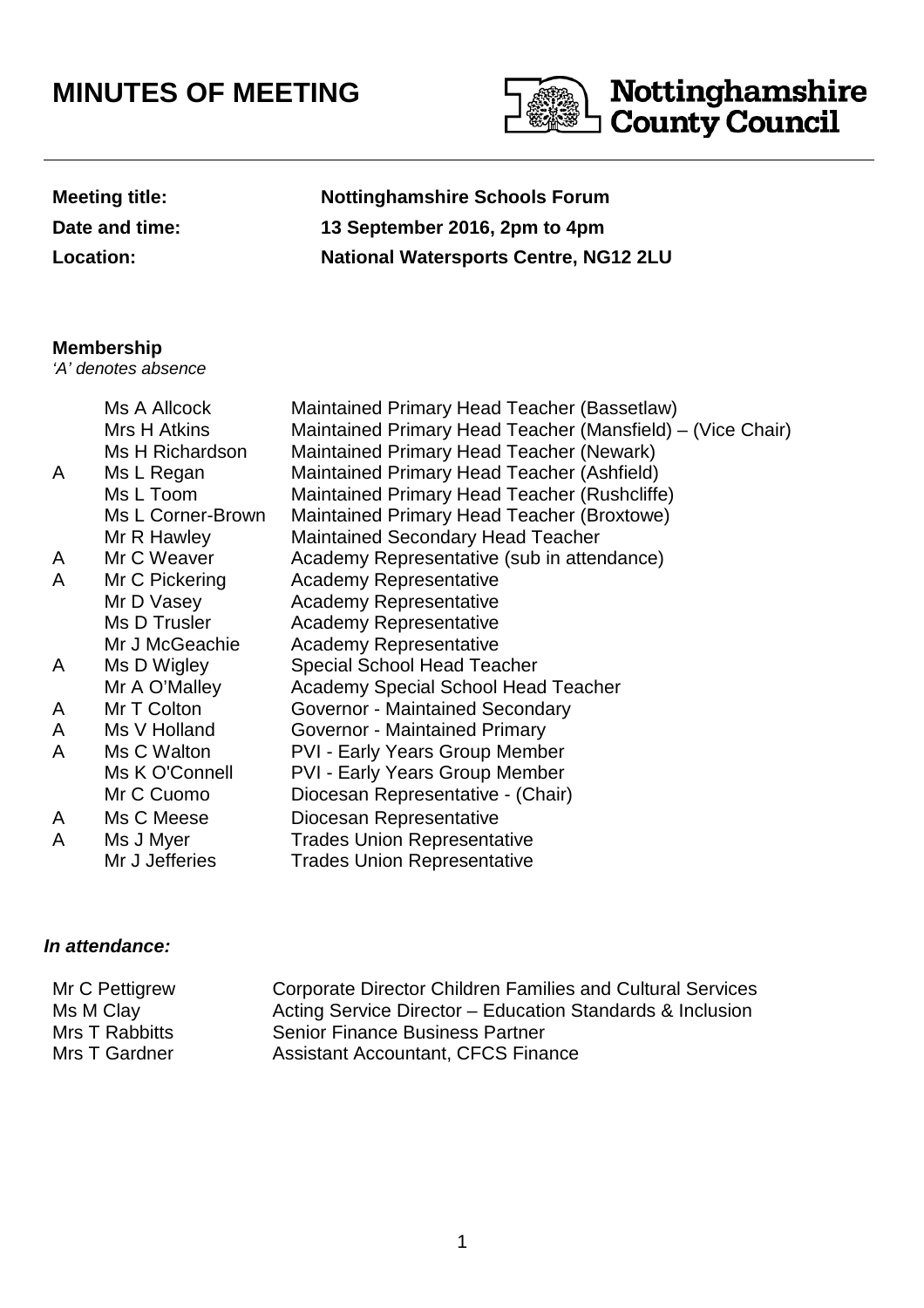# MINUTES OF MEETING

Nottinghamshire County Council

| | |
|---|---|
| **Meeting title:** | **Nottinghamshire Schools Forum** |
| **Date and time:** | **13 September 2016, 2pm to 4pm** |
| **Location:** | **National Watersports Centre, NG12 2LU** |

**Membership**
*'A' denotes absence*

| | | |
|---|---|---|
| | Ms A Allcock | Maintained Primary Head Teacher (Bassetlaw) |
| | Mrs H Atkins | Maintained Primary Head Teacher (Mansfield) – (Vice Chair) |
| | Ms H Richardson | Maintained Primary Head Teacher (Newark) |
| A | Ms L Regan | Maintained Primary Head Teacher (Ashfield) |
| | Ms L Toom | Maintained Primary Head Teacher (Rushcliffe) |
| | Ms L Corner-Brown | Maintained Primary Head Teacher (Broxtowe) |
| | Mr R Hawley | Maintained Secondary Head Teacher |
| A | Mr C Weaver | Academy Representative (sub in attendance) |
| A | Mr C Pickering | Academy Representative |
| | Mr D Vasey | Academy Representative |
| | Ms D Trusler | Academy Representative |
| | Mr J McGeachie | Academy Representative |
| A | Ms D Wigley | Special School Head Teacher |
| | Mr A O'Malley | Academy Special School Head Teacher |
| A | Mr T Colton | Governor - Maintained Secondary |
| A | Ms V Holland | Governor - Maintained Primary |
| A | Ms C Walton | PVI - Early Years Group Member |
| | Ms K O'Connell | PVI - Early Years Group Member |
| | Mr C Cuomo | Diocesan Representative - (Chair) |
| A | Ms C Meese | Diocesan Representative |
| A | Ms J Myer | Trades Union Representative |
| | Mr J Jefferies | Trades Union Representative |

***In attendance:***

| | |
|---|---|
| Mr C Pettigrew | Corporate Director Children Families and Cultural Services |
| Ms M Clay | Acting Service Director – Education Standards & Inclusion |
| Mrs T Rabbitts | Senior Finance Business Partner |
| Mrs T Gardner | Assistant Accountant, CFCS Finance |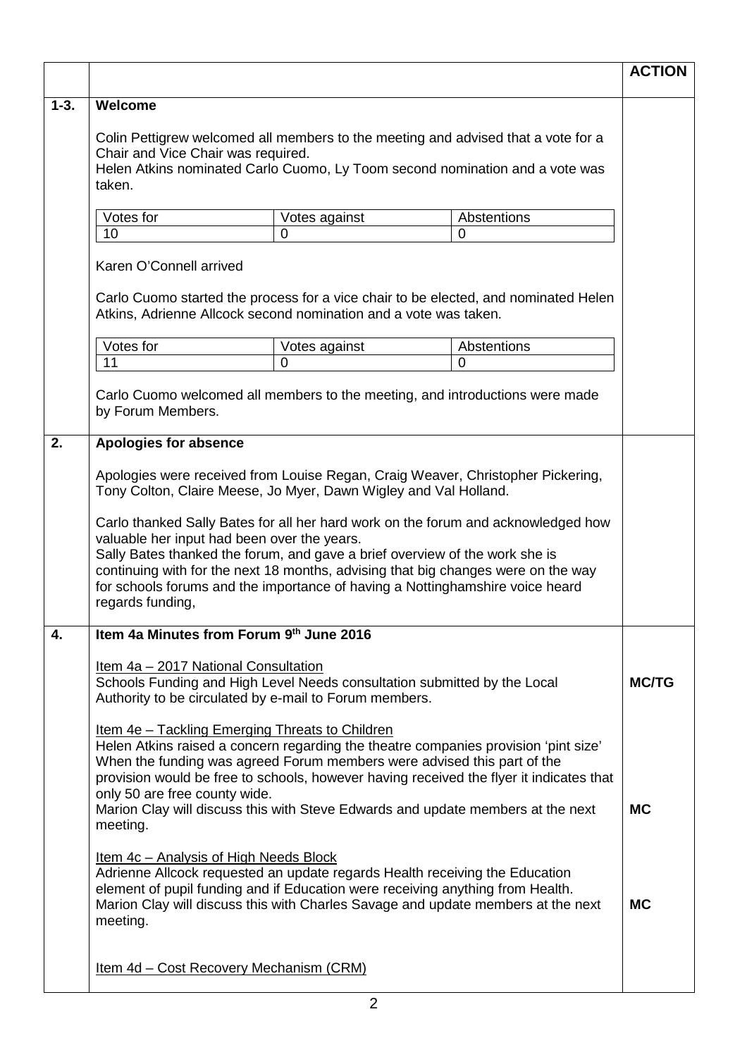| | | ACTION |
|---|---|---|
| 1-3. | **Welcome** | |

Colin Pettigrew welcomed all members to the meeting and advised that a vote for a Chair and Vice Chair was required.
Helen Atkins nominated Carlo Cuomo, Ly Toom second nomination and a vote was taken.

| Votes for | Votes against | Abstentions |
|---|---|---|
| 10 | 0 | 0 |

Karen O'Connell arrived

Carlo Cuomo started the process for a vice chair to be elected, and nominated Helen Atkins, Adrienne Allcock second nomination and a vote was taken.

| Votes for | Votes against | Abstentions |
|---|---|---|
| 11 | 0 | 0 |

Carlo Cuomo welcomed all members to the meeting, and introductions were made by Forum Members.

**2. Apologies for absence**

Apologies were received from Louise Regan, Craig Weaver, Christopher Pickering, Tony Colton, Claire Meese, Jo Myer, Dawn Wigley and Val Holland.

Carlo thanked Sally Bates for all her hard work on the forum and acknowledged how valuable her input had been over the years.
Sally Bates thanked the forum, and gave a brief overview of the work she is continuing with for the next 18 months, advising that big changes were on the way for schools forums and the importance of having a Nottinghamshire voice heard regards funding,

**4. Item 4a Minutes from Forum 9th June 2016**

Item 4a – 2017 National Consultation
Schools Funding and High Level Needs consultation submitted by the Local Authority to be circulated by e-mail to Forum members. — **ACTION: MC/TG**

Item 4e – Tackling Emerging Threats to Children
Helen Atkins raised a concern regarding the theatre companies provision 'pint size' When the funding was agreed Forum members were advised this part of the provision would be free to schools, however having received the flyer it indicates that only 50 are free county wide.
Marion Clay will discuss this with Steve Edwards and update members at the next meeting. — **ACTION: MC**

Item 4c – Analysis of High Needs Block
Adrienne Allcock requested an update regards Health receiving the Education element of pupil funding and if Education were receiving anything from Health.
Marion Clay will discuss this with Charles Savage and update members at the next meeting. — **ACTION: MC**

Item 4d – Cost Recovery Mechanism (CRM)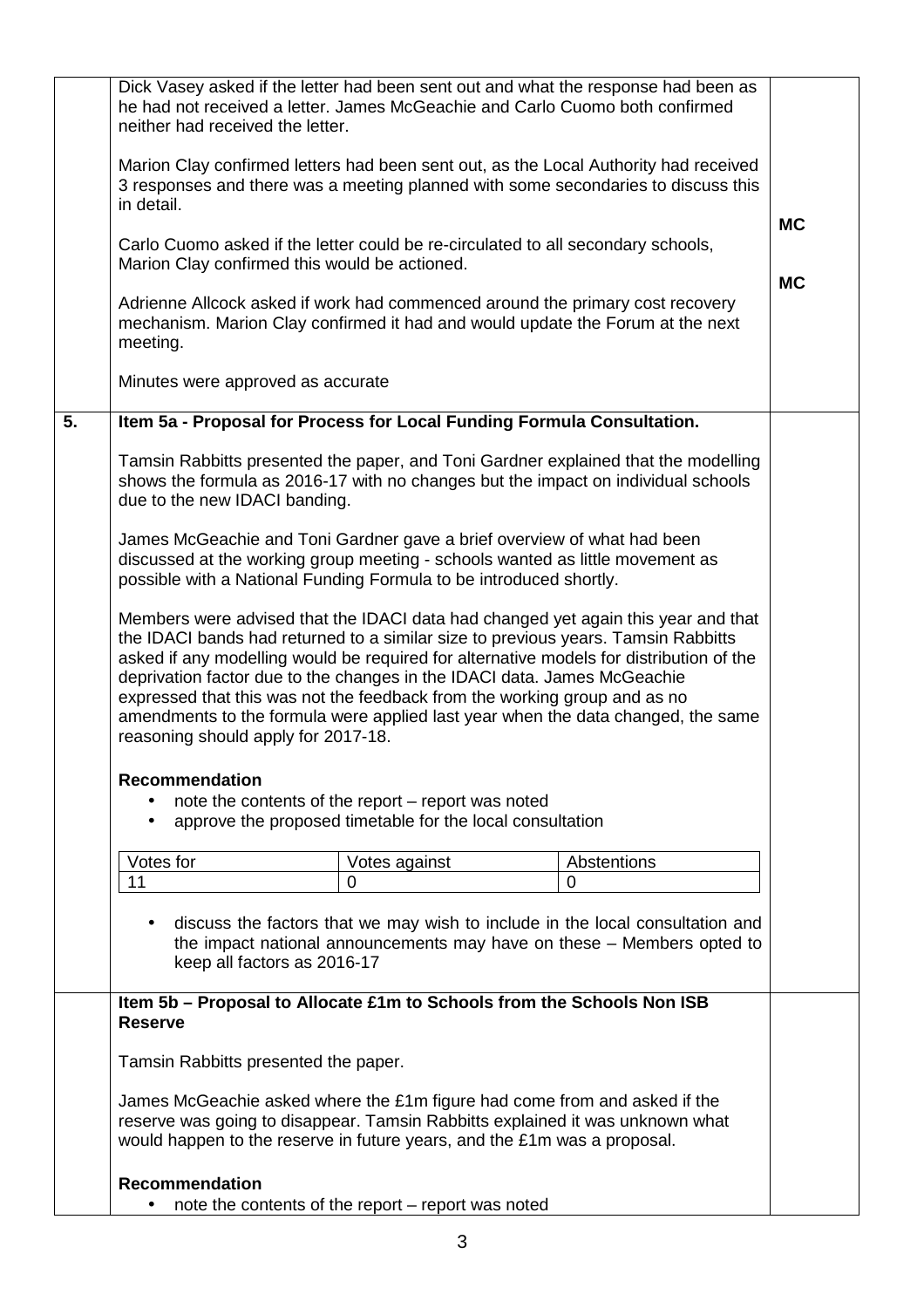Dick Vasey asked if the letter had been sent out and what the response had been as he had not received a letter. James McGeachie and Carlo Cuomo both confirmed neither had received the letter.

Marion Clay confirmed letters had been sent out, as the Local Authority had received 3 responses and there was a meeting planned with some secondaries to discuss this in detail.

Carlo Cuomo asked if the letter could be re-circulated to all secondary schools, Marion Clay confirmed this would be actioned. **MC**

Adrienne Allcock asked if work had commenced around the primary cost recovery mechanism. Marion Clay confirmed it had and would update the Forum at the next meeting. **MC**

Minutes were approved as accurate

## 5. Item 5a - Proposal for Process for Local Funding Formula Consultation.

Tamsin Rabbitts presented the paper, and Toni Gardner explained that the modelling shows the formula as 2016-17 with no changes but the impact on individual schools due to the new IDACI banding.

James McGeachie and Toni Gardner gave a brief overview of what had been discussed at the working group meeting - schools wanted as little movement as possible with a National Funding Formula to be introduced shortly.

Members were advised that the IDACI data had changed yet again this year and that the IDACI bands had returned to a similar size to previous years. Tamsin Rabbitts asked if any modelling would be required for alternative models for distribution of the deprivation factor due to the changes in the IDACI data. James McGeachie expressed that this was not the feedback from the working group and as no amendments to the formula were applied last year when the data changed, the same reasoning should apply for 2017-18.

**Recommendation**

- note the contents of the report – report was noted
- approve the proposed timetable for the local consultation

| Votes for | Votes against | Abstentions |
|---|---|---|
| 11 | 0 | 0 |

- discuss the factors that we may wish to include in the local consultation and the impact national announcements may have on these – Members opted to keep all factors as 2016-17

**Item 5b – Proposal to Allocate £1m to Schools from the Schools Non ISB Reserve**

Tamsin Rabbitts presented the paper.

James McGeachie asked where the £1m figure had come from and asked if the reserve was going to disappear. Tamsin Rabbitts explained it was unknown what would happen to the reserve in future years, and the £1m was a proposal.

**Recommendation**

- note the contents of the report – report was noted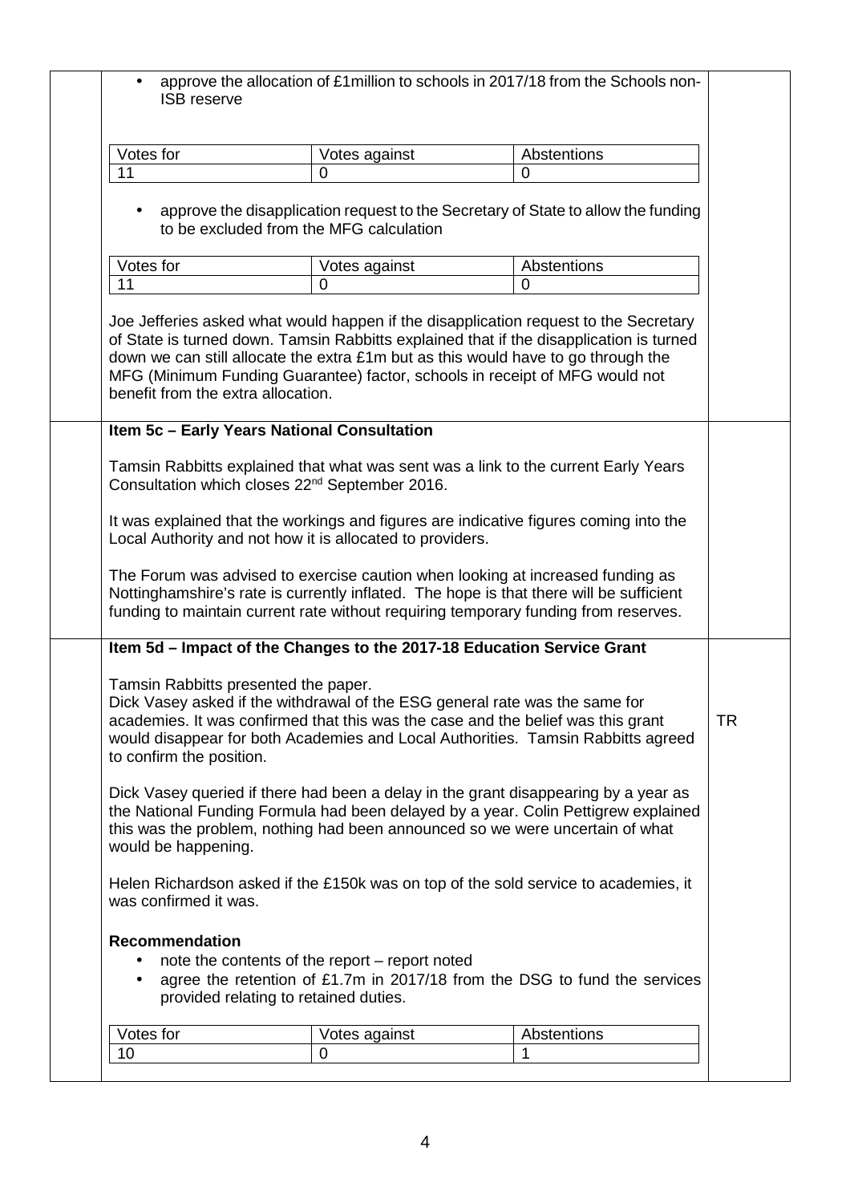- approve the allocation of £1million to schools in 2017/18 from the Schools non-ISB reserve

| Votes for | Votes against | Abstentions |
|---|---|---|
| 11 | 0 | 0 |

- approve the disapplication request to the Secretary of State to allow the funding to be excluded from the MFG calculation

| Votes for | Votes against | Abstentions |
|---|---|---|
| 11 | 0 | 0 |

Joe Jefferies asked what would happen if the disapplication request to the Secretary of State is turned down. Tamsin Rabbitts explained that if the disapplication is turned down we can still allocate the extra £1m but as this would have to go through the MFG (Minimum Funding Guarantee) factor, schools in receipt of MFG would not benefit from the extra allocation.

**Item 5c – Early Years National Consultation**

Tamsin Rabbitts explained that what was sent was a link to the current Early Years Consultation which closes 22nd September 2016.

It was explained that the workings and figures are indicative figures coming into the Local Authority and not how it is allocated to providers.

The Forum was advised to exercise caution when looking at increased funding as Nottinghamshire's rate is currently inflated. The hope is that there will be sufficient funding to maintain current rate without requiring temporary funding from reserves.

**Item 5d – Impact of the Changes to the 2017-18 Education Service Grant**

Tamsin Rabbitts presented the paper.
Dick Vasey asked if the withdrawal of the ESG general rate was the same for academies. It was confirmed that this was the case and the belief was this grant would disappear for both Academies and Local Authorities. Tamsin Rabbitts agreed to confirm the position. **TR**

Dick Vasey queried if there had been a delay in the grant disappearing by a year as the National Funding Formula had been delayed by a year. Colin Pettigrew explained this was the problem, nothing had been announced so we were uncertain of what would be happening.

Helen Richardson asked if the £150k was on top of the sold service to academies, it was confirmed it was.

**Recommendation**

- note the contents of the report – report noted
- agree the retention of £1.7m in 2017/18 from the DSG to fund the services provided relating to retained duties.

| Votes for | Votes against | Abstentions |
|---|---|---|
| 10 | 0 | 1 |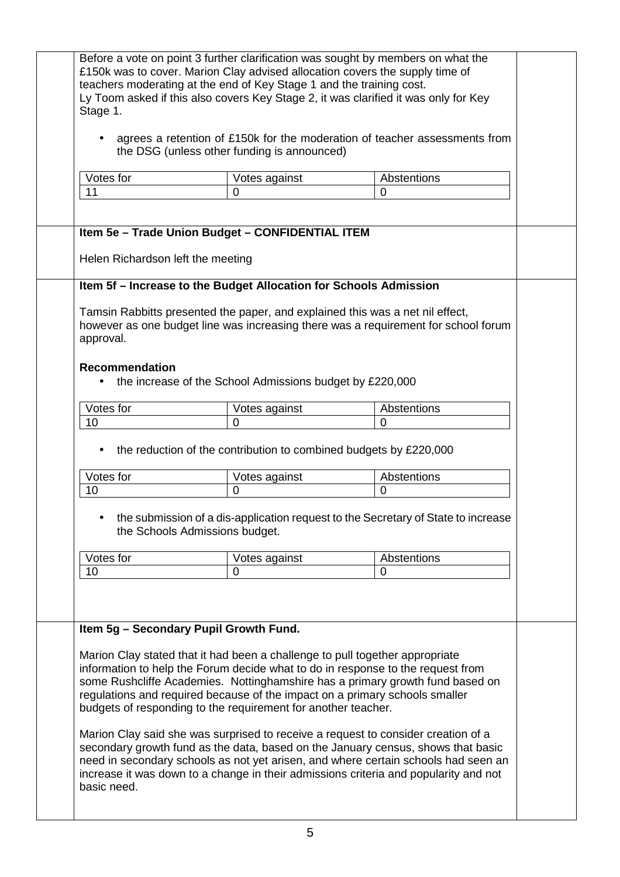Before a vote on point 3 further clarification was sought by members on what the £150k was to cover. Marion Clay advised allocation covers the supply time of teachers moderating at the end of Key Stage 1 and the training cost.
Ly Toom asked if this also covers Key Stage 2, it was clarified it was only for Key Stage 1.

- agrees a retention of £150k for the moderation of teacher assessments from the DSG (unless other funding is announced)

| Votes for | Votes against | Abstentions |
|---|---|---|
| 11 | 0 | 0 |

**Item 5e – Trade Union Budget – CONFIDENTIAL ITEM**

Helen Richardson left the meeting

**Item 5f – Increase to the Budget Allocation for Schools Admission**

Tamsin Rabbitts presented the paper, and explained this was a net nil effect, however as one budget line was increasing there was a requirement for school forum approval.

**Recommendation**

- the increase of the School Admissions budget by £220,000

| Votes for | Votes against | Abstentions |
|---|---|---|
| 10 | 0 | 0 |

- the reduction of the contribution to combined budgets by £220,000

| Votes for | Votes against | Abstentions |
|---|---|---|
| 10 | 0 | 0 |

- the submission of a dis-application request to the Secretary of State to increase the Schools Admissions budget.

| Votes for | Votes against | Abstentions |
|---|---|---|
| 10 | 0 | 0 |

**Item 5g – Secondary Pupil Growth Fund.**

Marion Clay stated that it had been a challenge to pull together appropriate information to help the Forum decide what to do in response to the request from some Rushcliffe Academies. Nottinghamshire has a primary growth fund based on regulations and required because of the impact on a primary schools smaller budgets of responding to the requirement for another teacher.

Marion Clay said she was surprised to receive a request to consider creation of a secondary growth fund as the data, based on the January census, shows that basic need in secondary schools as not yet arisen, and where certain schools had seen an increase it was down to a change in their admissions criteria and popularity and not basic need.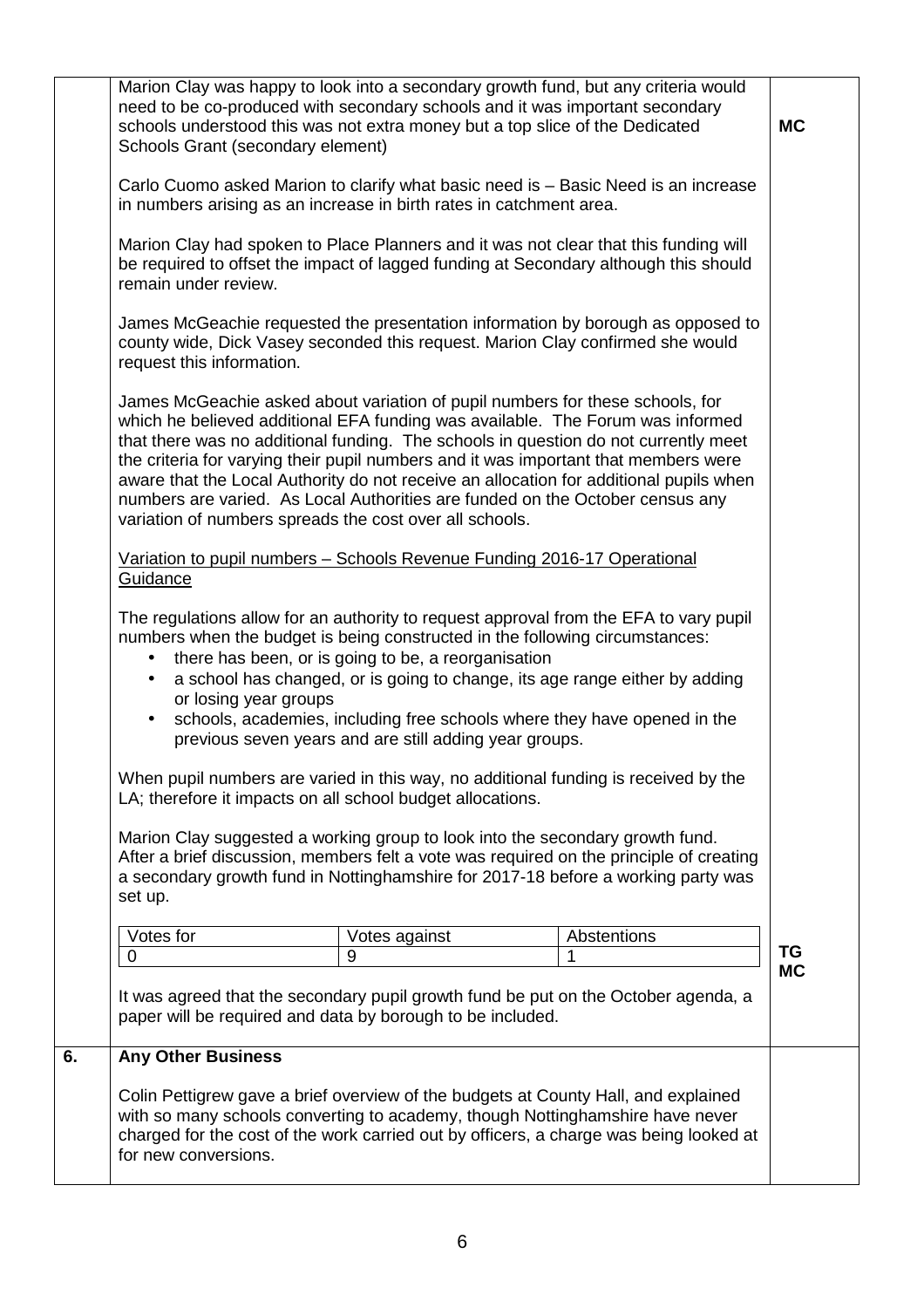Marion Clay was happy to look into a secondary growth fund, but any criteria would need to be co-produced with secondary schools and it was important secondary schools understood this was not extra money but a top slice of the Dedicated Schools Grant (secondary element) **MC**

Carlo Cuomo asked Marion to clarify what basic need is – Basic Need is an increase in numbers arising as an increase in birth rates in catchment area.

Marion Clay had spoken to Place Planners and it was not clear that this funding will be required to offset the impact of lagged funding at Secondary although this should remain under review.

James McGeachie requested the presentation information by borough as opposed to county wide, Dick Vasey seconded this request. Marion Clay confirmed she would request this information.

James McGeachie asked about variation of pupil numbers for these schools, for which he believed additional EFA funding was available. The Forum was informed that there was no additional funding. The schools in question do not currently meet the criteria for varying their pupil numbers and it was important that members were aware that the Local Authority do not receive an allocation for additional pupils when numbers are varied. As Local Authorities are funded on the October census any variation of numbers spreads the cost over all schools.

Variation to pupil numbers – Schools Revenue Funding 2016-17 Operational Guidance

The regulations allow for an authority to request approval from the EFA to vary pupil numbers when the budget is being constructed in the following circumstances:

- there has been, or is going to be, a reorganisation
- a school has changed, or is going to change, its age range either by adding or losing year groups
- schools, academies, including free schools where they have opened in the previous seven years and are still adding year groups.

When pupil numbers are varied in this way, no additional funding is received by the LA; therefore it impacts on all school budget allocations.

Marion Clay suggested a working group to look into the secondary growth fund. After a brief discussion, members felt a vote was required on the principle of creating a secondary growth fund in Nottinghamshire for 2017-18 before a working party was set up.

| Votes for | Votes against | Abstentions |
|---|---|---|
| 0 | 9 | 1 |

**TG**
**MC**

It was agreed that the secondary pupil growth fund be put on the October agenda, a paper will be required and data by borough to be included.

## 6. Any Other Business

Colin Pettigrew gave a brief overview of the budgets at County Hall, and explained with so many schools converting to academy, though Nottinghamshire have never charged for the cost of the work carried out by officers, a charge was being looked at for new conversions.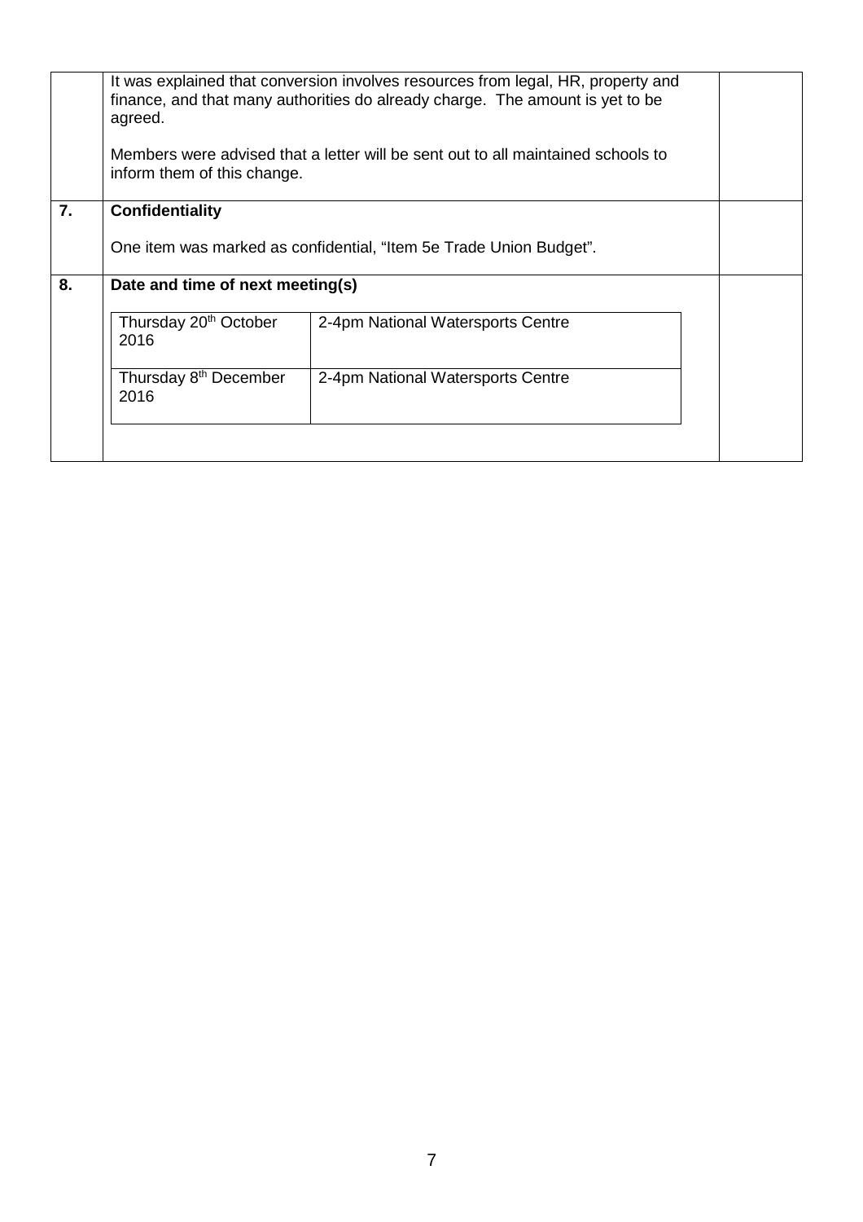| | | |
|---|---|---|
| | It was explained that conversion involves resources from legal, HR, property and finance, and that many authorities do already charge. The amount is yet to be agreed.<br><br>Members were advised that a letter will be sent out to all maintained schools to inform them of this change. | |
| **7.** | **Confidentiality**<br><br>One item was marked as confidential, "Item 5e Trade Union Budget". | |
| **8.** | **Date and time of next meeting(s)** | |

| | |
|---|---|
| Thursday 20th October 2016 | 2-4pm National Watersports Centre |
| Thursday 8th December 2016 | 2-4pm National Watersports Centre |